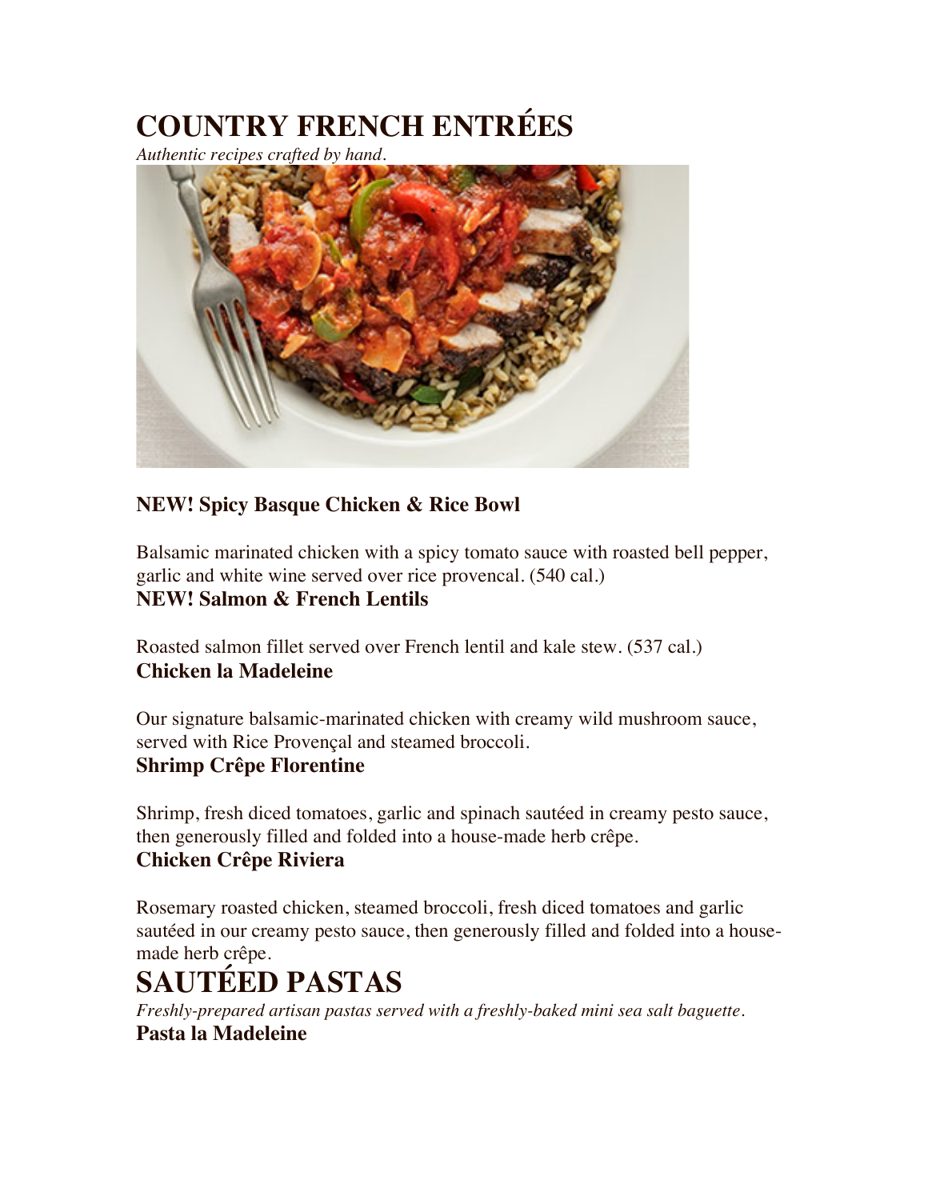# COUNTRY FRENCH ENTRÉES

*Authentic recipes crafted by hand.*

### NEW! Spicy Basque Chicken & Rice Bowl

Balsamic marinated chicken with a spicy tomato sauce with roasted bell pepper, garlic and white wine served over rice provencal. (540 cal.)

### NEW! Salmon & French Lentils

Roasted salmon fillet served over French lentil and kale stew. (537 cal.)

### Chicken la Madeleine

Our signature balsamic-marinated chicken with creamy wild mushroom sauce, served with Rice Provençal and steamed broccoli.

### Shrimp Crêpe Florentine

Shrimp, fresh diced tomatoes, garlic and spinach sautéed in creamy pesto sauce, then generously filled and folded into a house-made herb crêpe.

### Chicken Crêpe Riviera

Rosemary roasted chicken, steamed broccoli, fresh diced tomatoes and garlic sautéed in our creamy pesto sauce, then generously filled and folded into a house-made herb crêpe.

# SAUTÉED PASTAS

*Freshly-prepared artisan pastas served with a freshly-baked mini sea salt baguette.*

### Pasta la Madeleine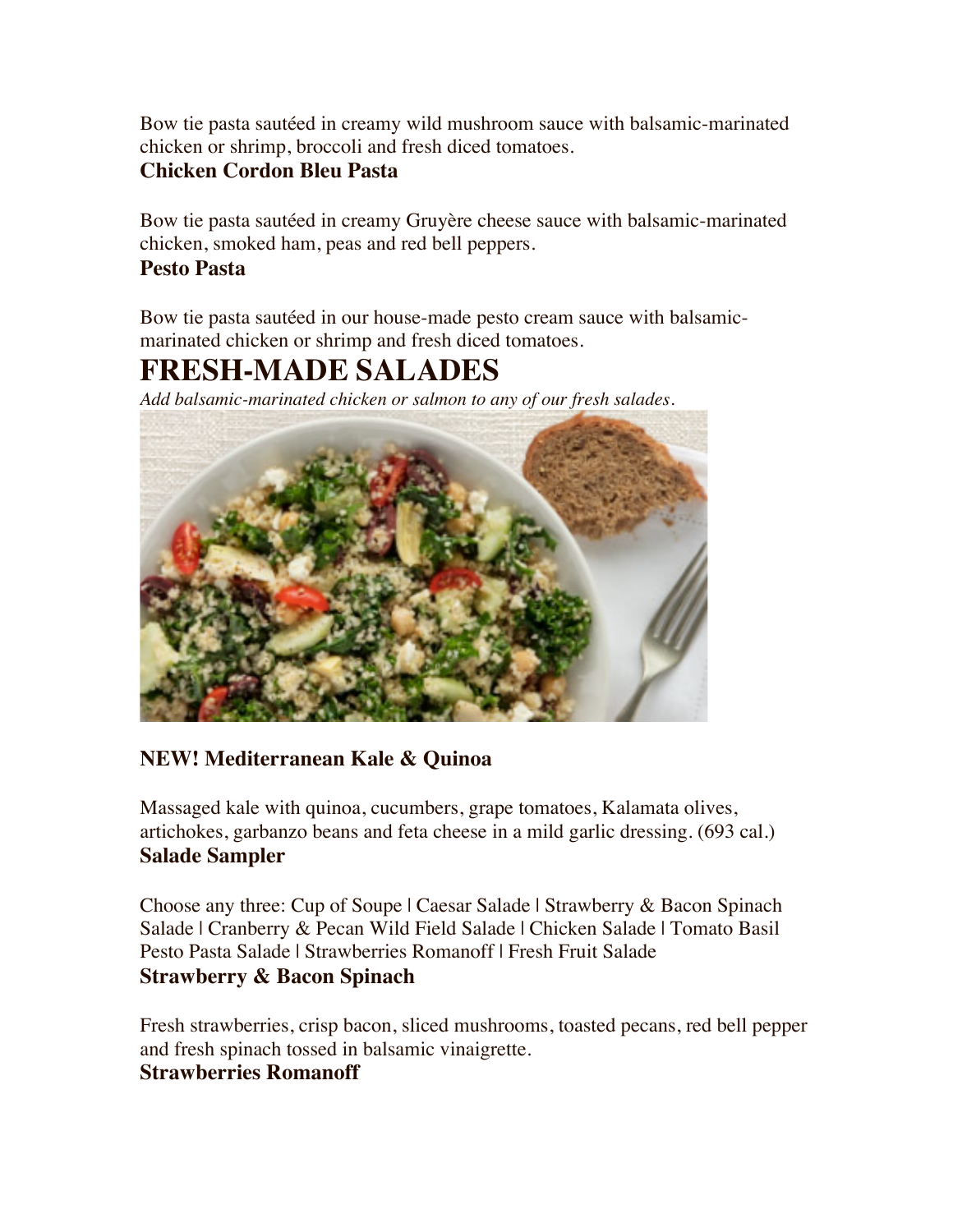Bow tie pasta sautéed in creamy wild mushroom sauce with balsamic-marinated chicken or shrimp, broccoli and fresh diced tomatoes.

### Chicken Cordon Bleu Pasta

Bow tie pasta sautéed in creamy Gruyère cheese sauce with balsamic-marinated chicken, smoked ham, peas and red bell peppers.

### Pesto Pasta

Bow tie pasta sautéed in our house-made pesto cream sauce with balsamic-marinated chicken or shrimp and fresh diced tomatoes.

# FRESH-MADE SALADES

*Add balsamic-marinated chicken or salmon to any of our fresh salades.*

### NEW! Mediterranean Kale & Quinoa

Massaged kale with quinoa, cucumbers, grape tomatoes, Kalamata olives, artichokes, garbanzo beans and feta cheese in a mild garlic dressing. (693 cal.)

### Salade Sampler

Choose any three: Cup of Soupe | Caesar Salade | Strawberry & Bacon Spinach Salade | Cranberry & Pecan Wild Field Salade | Chicken Salade | Tomato Basil Pesto Pasta Salade | Strawberries Romanoff | Fresh Fruit Salade

### Strawberry & Bacon Spinach

Fresh strawberries, crisp bacon, sliced mushrooms, toasted pecans, red bell pepper and fresh spinach tossed in balsamic vinaigrette.

### Strawberries Romanoff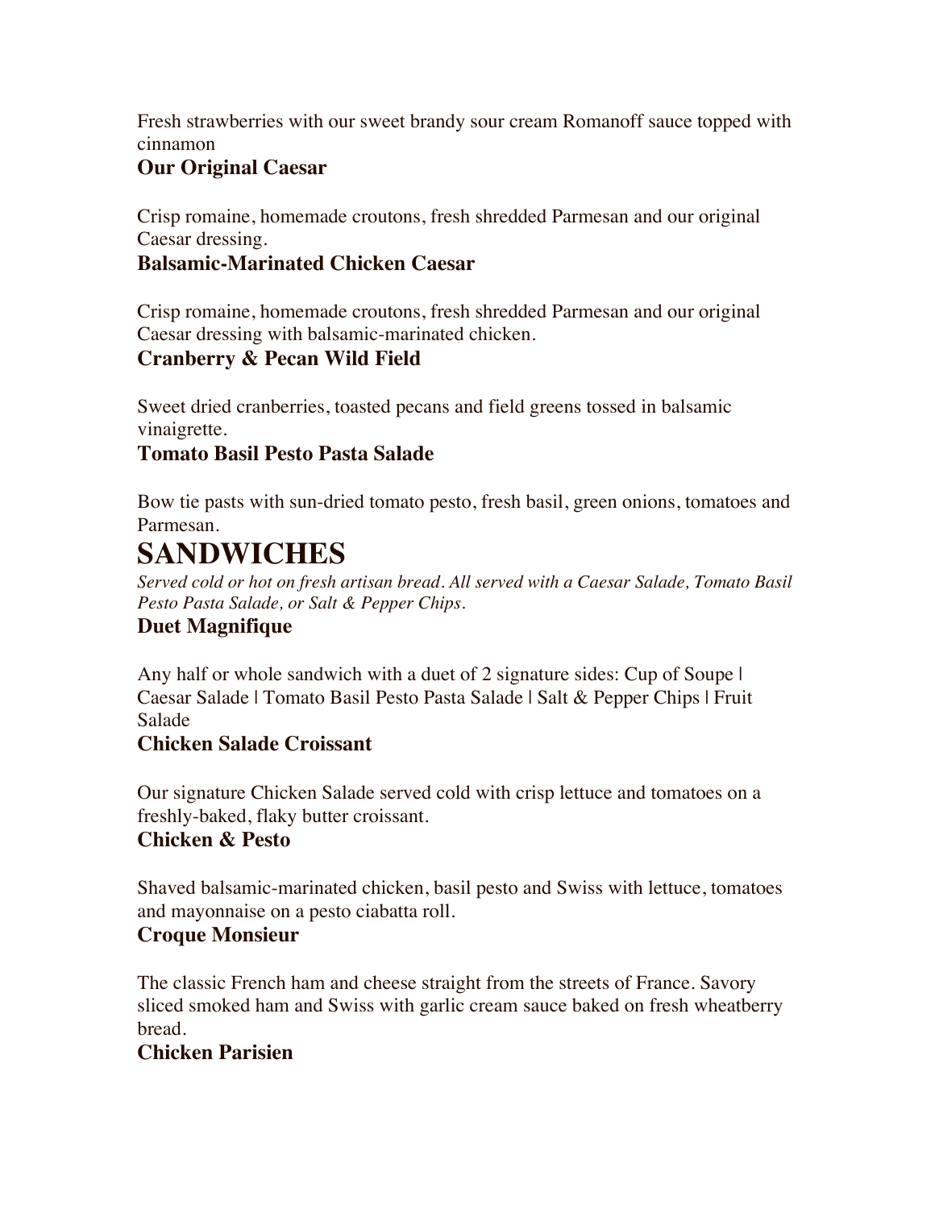Fresh strawberries with our sweet brandy sour cream Romanoff sauce topped with cinnamon

### Our Original Caesar

Crisp romaine, homemade croutons, fresh shredded Parmesan and our original Caesar dressing.

### Balsamic-Marinated Chicken Caesar

Crisp romaine, homemade croutons, fresh shredded Parmesan and our original Caesar dressing with balsamic-marinated chicken.

### Cranberry & Pecan Wild Field

Sweet dried cranberries, toasted pecans and field greens tossed in balsamic vinaigrette.

### Tomato Basil Pesto Pasta Salade

Bow tie pasts with sun-dried tomato pesto, fresh basil, green onions, tomatoes and Parmesan.

# SANDWICHES

*Served cold or hot on fresh artisan bread. All served with a Caesar Salade, Tomato Basil Pesto Pasta Salade, or Salt & Pepper Chips.*

### Duet Magnifique

Any half or whole sandwich with a duet of 2 signature sides: Cup of Soupe | Caesar Salade | Tomato Basil Pesto Pasta Salade | Salt & Pepper Chips | Fruit Salade

### Chicken Salade Croissant

Our signature Chicken Salade served cold with crisp lettuce and tomatoes on a freshly-baked, flaky butter croissant.

### Chicken & Pesto

Shaved balsamic-marinated chicken, basil pesto and Swiss with lettuce, tomatoes and mayonnaise on a pesto ciabatta roll.

### Croque Monsieur

The classic French ham and cheese straight from the streets of France. Savory sliced smoked ham and Swiss with garlic cream sauce baked on fresh wheatberry bread.

### Chicken Parisien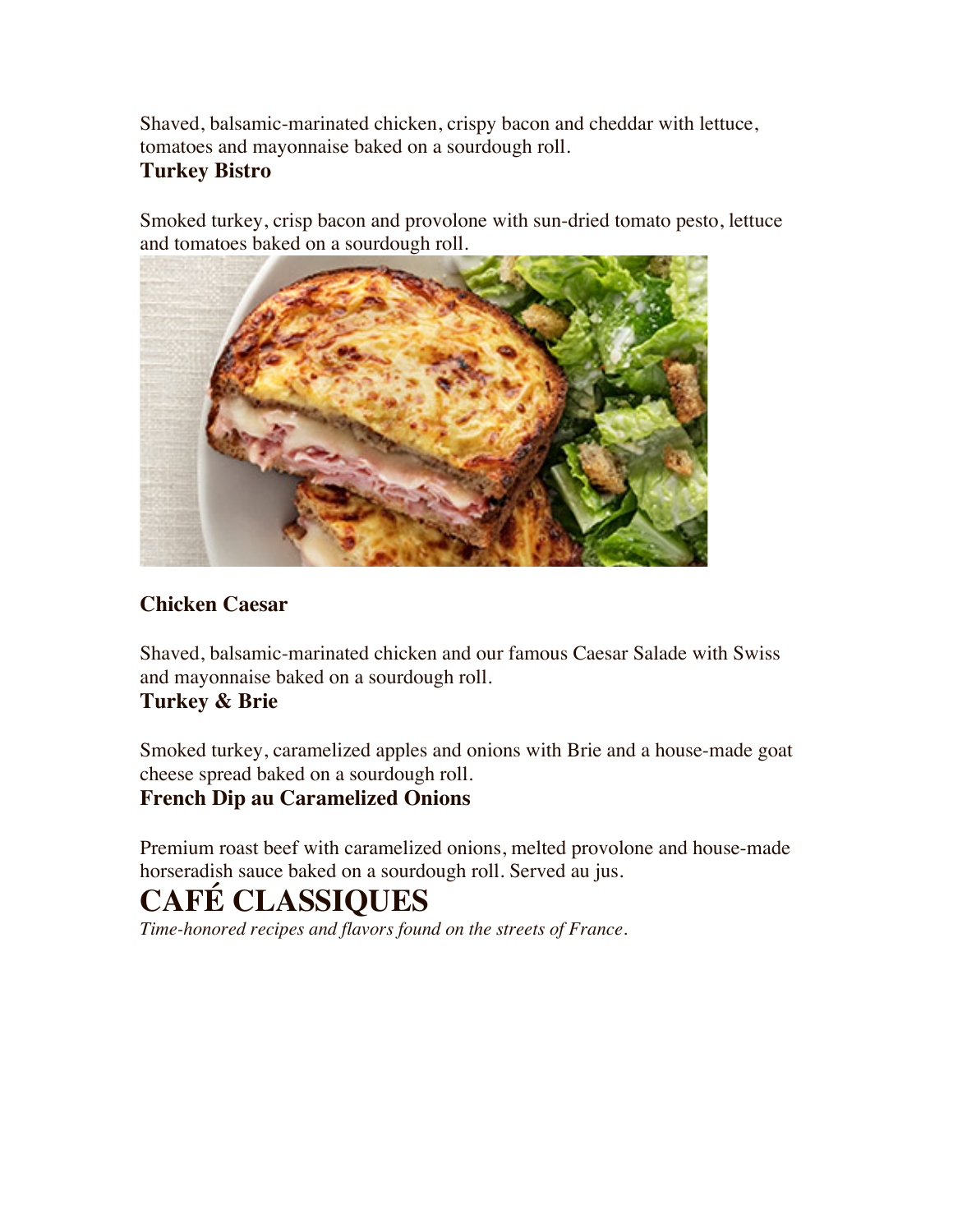Shaved, balsamic-marinated chicken, crispy bacon and cheddar with lettuce, tomatoes and mayonnaise baked on a sourdough roll.

**Turkey Bistro**

Smoked turkey, crisp bacon and provolone with sun-dried tomato pesto, lettuce and tomatoes baked on a sourdough roll.

**Chicken Caesar**

Shaved, balsamic-marinated chicken and our famous Caesar Salade with Swiss and mayonnaise baked on a sourdough roll.

**Turkey & Brie**

Smoked turkey, caramelized apples and onions with Brie and a house-made goat cheese spread baked on a sourdough roll.

**French Dip au Caramelized Onions**

Premium roast beef with caramelized onions, melted provolone and house-made horseradish sauce baked on a sourdough roll. Served au jus.

# CAFÉ CLASSIQUES

*Time-honored recipes and flavors found on the streets of France.*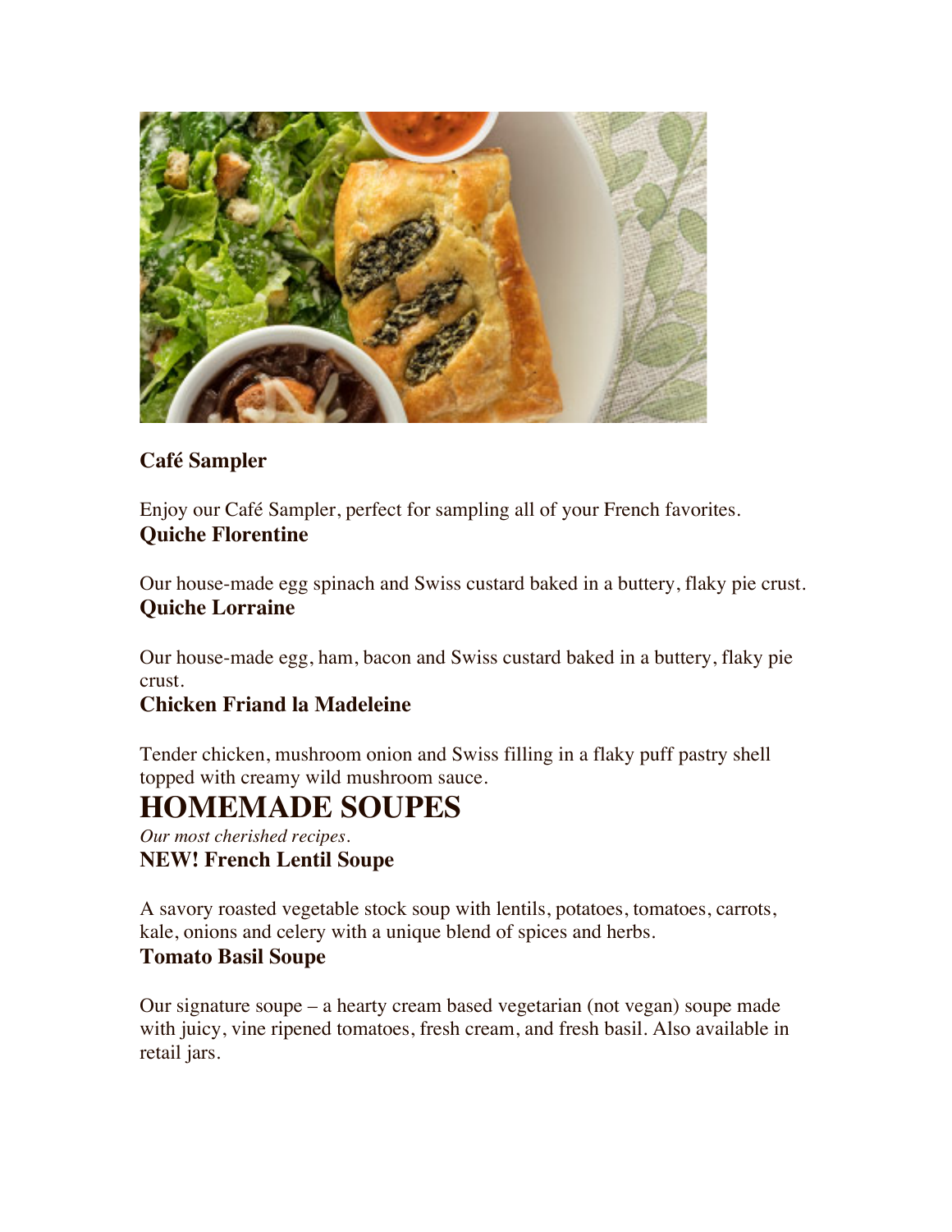**Café Sampler**

Enjoy our Café Sampler, perfect for sampling all of your French favorites.

**Quiche Florentine**

Our house-made egg spinach and Swiss custard baked in a buttery, flaky pie crust.

**Quiche Lorraine**

Our house-made egg, ham, bacon and Swiss custard baked in a buttery, flaky pie crust.

**Chicken Friand la Madeleine**

Tender chicken, mushroom onion and Swiss filling in a flaky puff pastry shell topped with creamy wild mushroom sauce.

# HOMEMADE SOUPES

*Our most cherished recipes.*

**NEW! French Lentil Soupe**

A savory roasted vegetable stock soup with lentils, potatoes, tomatoes, carrots, kale, onions and celery with a unique blend of spices and herbs.

**Tomato Basil Soupe**

Our signature soupe – a hearty cream based vegetarian (not vegan) soupe made with juicy, vine ripened tomatoes, fresh cream, and fresh basil. Also available in retail jars.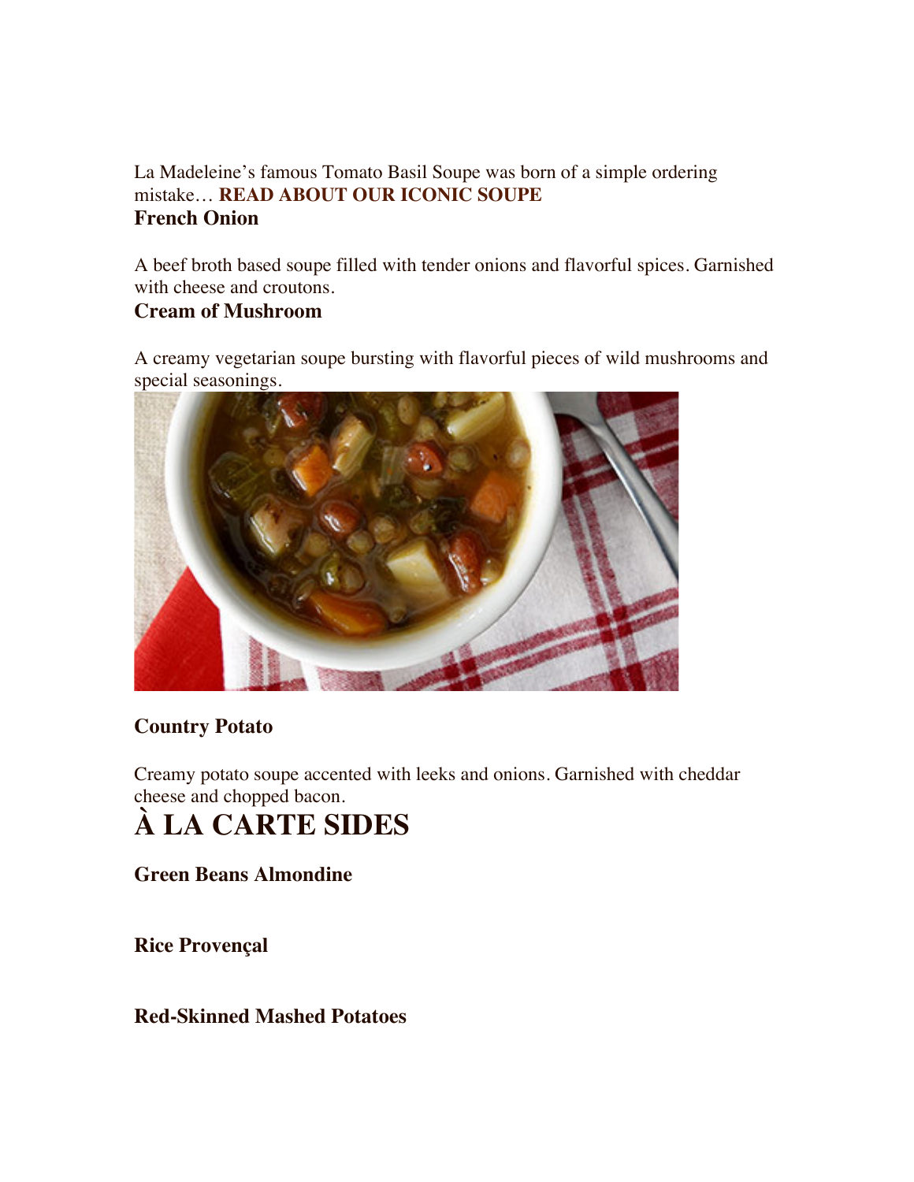La Madeleine's famous Tomato Basil Soupe was born of a simple ordering mistake… **READ ABOUT OUR ICONIC SOUPE**

**French Onion**

A beef broth based soupe filled with tender onions and flavorful spices. Garnished with cheese and croutons.

**Cream of Mushroom**

A creamy vegetarian soupe bursting with flavorful pieces of wild mushrooms and special seasonings.

**Country Potato**

Creamy potato soupe accented with leeks and onions. Garnished with cheddar cheese and chopped bacon.

# À LA CARTE SIDES

**Green Beans Almondine**

**Rice Provençal**

**Red-Skinned Mashed Potatoes**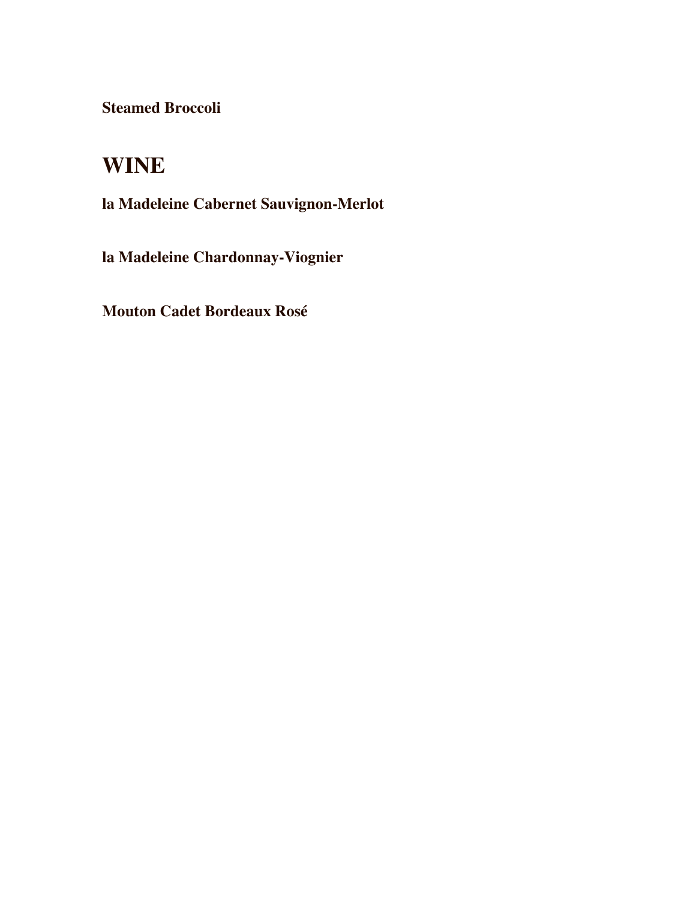**Steamed Broccoli**

# WINE

**la Madeleine Cabernet Sauvignon-Merlot**

**la Madeleine Chardonnay-Viognier**

**Mouton Cadet Bordeaux Rosé**